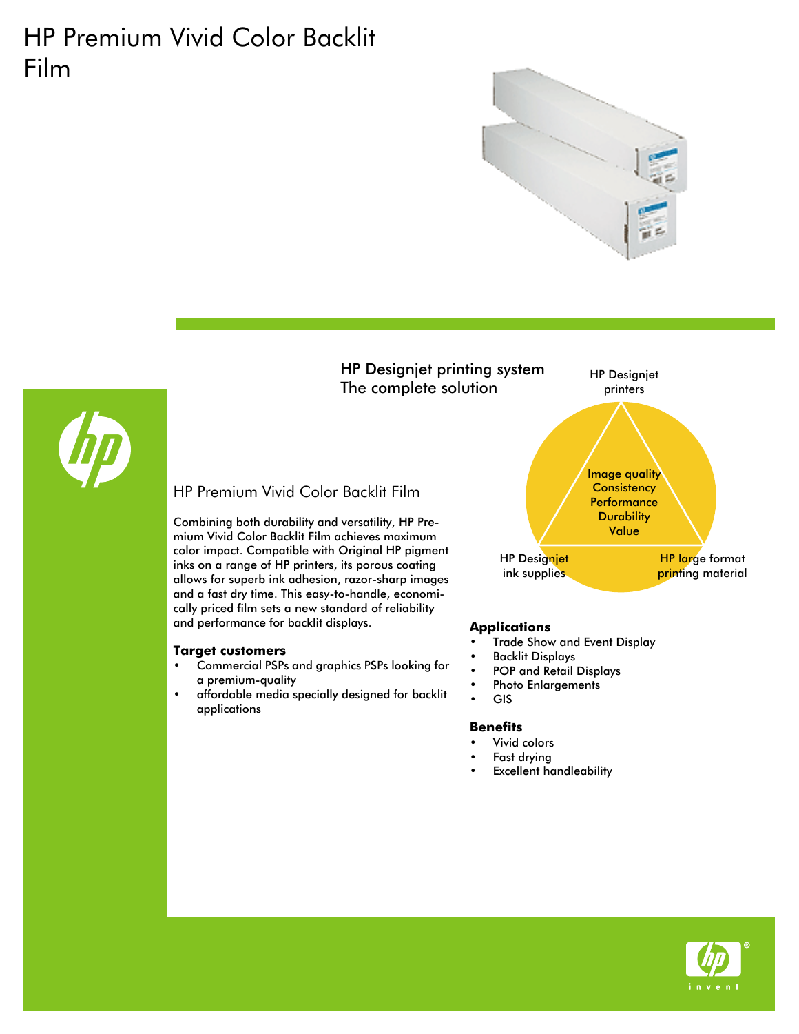# HP Premium Vivid Color Backlit Film

HP Designjet printing system
The complete solution

HP Designjet printers

Image quality
Consistency
Performance
Durability
Value

HP Designjet ink supplies

HP large format printing material

## HP Premium Vivid Color Backlit Film

Combining both durability and versatility, HP Premium Vivid Color Backlit Film achieves maximum color impact. Compatible with Original HP pigment inks on a range of HP printers, its porous coating allows for superb ink adhesion, razor-sharp images and a fast dry time. This easy-to-handle, economically priced film sets a new standard of reliability and performance for backlit displays.

### Target customers

- Commercial PSPs and graphics PSPs looking for a premium-quality
- affordable media specially designed for backlit applications

### Applications

- Trade Show and Event Display
- Backlit Displays
- POP and Retail Displays
- Photo Enlargements
- GIS

### Benefits

- Vivid colors
- Fast drying
- Excellent handleability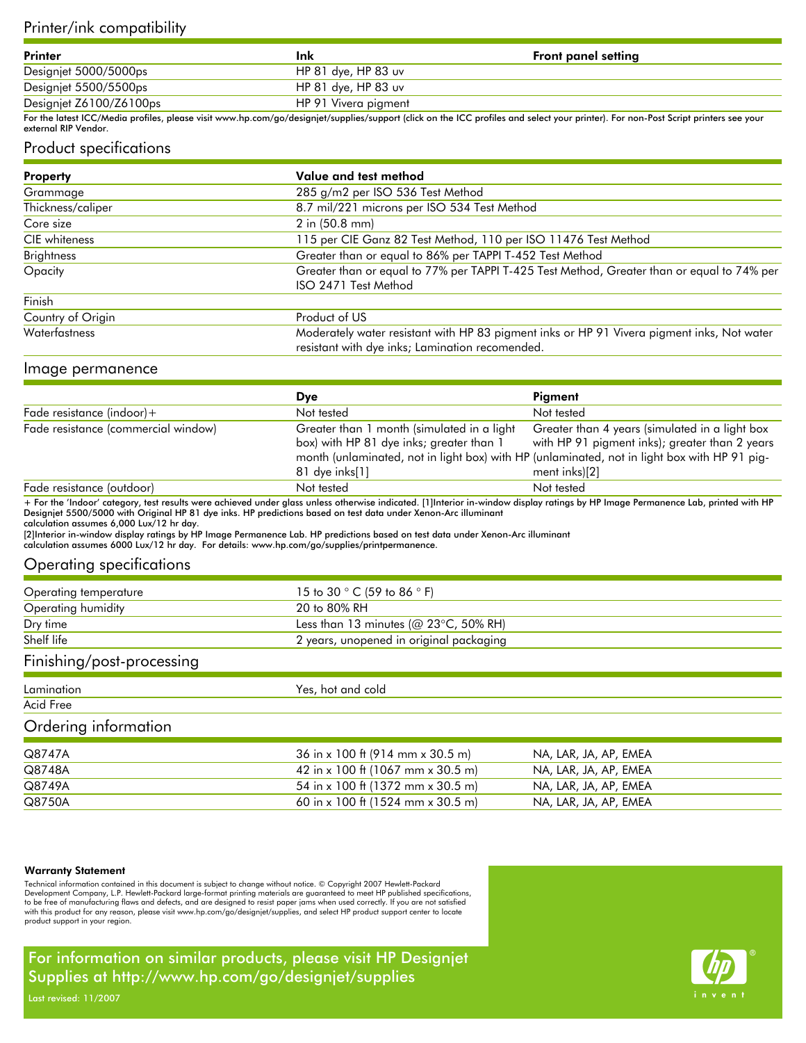## Printer/ink compatibility

| Printer | Ink | Front panel setting |
|---|---|---|
| Designjet 5000/5000ps | HP 81 dye, HP 83 uv | |
| Designjet 5500/5500ps | HP 81 dye, HP 83 uv | |
| Designjet Z6100/Z6100ps | HP 91 Vivera pigment | |

For the latest ICC/Media profiles, please visit www.hp.com/go/designjet/supplies/support (click on the ICC profiles and select your printer). For non-Post Script printers see your external RIP Vendor.

## Product specifications

| Property | Value and test method |
|---|---|
| Grammage | 285 g/m2 per ISO 536 Test Method |
| Thickness/caliper | 8.7 mil/221 microns per ISO 534 Test Method |
| Core size | 2 in (50.8 mm) |
| CIE whiteness | 115 per CIE Ganz 82 Test Method, 110 per ISO 11476 Test Method |
| Brightness | Greater than or equal to 86% per TAPPI T-452 Test Method |
| Opacity | Greater than or equal to 77% per TAPPI T-425 Test Method, Greater than or equal to 74% per ISO 2471 Test Method |
| Finish | |
| Country of Origin | Product of US |
| Waterfastness | Moderately water resistant with HP 83 pigment inks or HP 91 Vivera pigment inks, Not water resistant with dye inks; Lamination recomended. |

## Image permanence

| | Dye | Pigment |
|---|---|---|
| Fade resistance (indoor)+ | Not tested | Not tested |
| Fade resistance (commercial window) | Greater than 1 month (simulated in a light box) with HP 81 dye inks; greater than 1 month (unlaminated, not in light box) with HP 81 dye inks[1] | Greater than 4 years (simulated in a light box with HP 91 pigment inks); greater than 2 years (unlaminated, not in light box with HP 91 pigment inks)[2] |
| Fade resistance (outdoor) | Not tested | Not tested |

+ For the 'Indoor' category, test results were achieved under glass unless otherwise indicated. [1]Interior in-window display ratings by HP Image Permanence Lab, printed with HP Designjet 5500/5000 with Original HP 81 dye inks. HP predictions based on test data under Xenon-Arc illuminant calculation assumes 6,000 Lux/12 hr day.
[2]Interior in-window display ratings by HP Image Permanence Lab. HP predictions based on test data under Xenon-Arc illuminant calculation assumes 6000 Lux/12 hr day. For details: www.hp.com/go/supplies/printpermanence.

## Operating specifications

| | |
|---|---|
| Operating temperature | 15 to 30 ° C (59 to 86 ° F) |
| Operating humidity | 20 to 80% RH |
| Dry time | Less than 13 minutes (@ 23°C, 50% RH) |
| Shelf life | 2 years, unopened in original packaging |

## Finishing/post-processing

| | |
|---|---|
| Lamination | Yes, hot and cold |
| Acid Free | |

## Ordering information

| | | |
|---|---|---|
| Q8747A | 36 in x 100 ft (914 mm x 30.5 m) | NA, LAR, JA, AP, EMEA |
| Q8748A | 42 in x 100 ft (1067 mm x 30.5 m) | NA, LAR, JA, AP, EMEA |
| Q8749A | 54 in x 100 ft (1372 mm x 30.5 m) | NA, LAR, JA, AP, EMEA |
| Q8750A | 60 in x 100 ft (1524 mm x 30.5 m) | NA, LAR, JA, AP, EMEA |

**Warranty Statement**

Technical information contained in this document is subject to change without notice. © Copyright 2007 Hewlett-Packard Development Company, L.P. Hewlett-Packard large-format printing materials are guaranteed to meet HP published specifications, to be free of manufacturing flaws and defects, and are designed to resist paper jams when used correctly. If you are not satisfied with this product for any reason, please visit www.hp.com/go/designjet/supplies, and select HP product support center to locate product support in your region.

For information on similar products, please visit HP Designjet Supplies at http://www.hp.com/go/designjet/supplies

Last revised: 11/2007